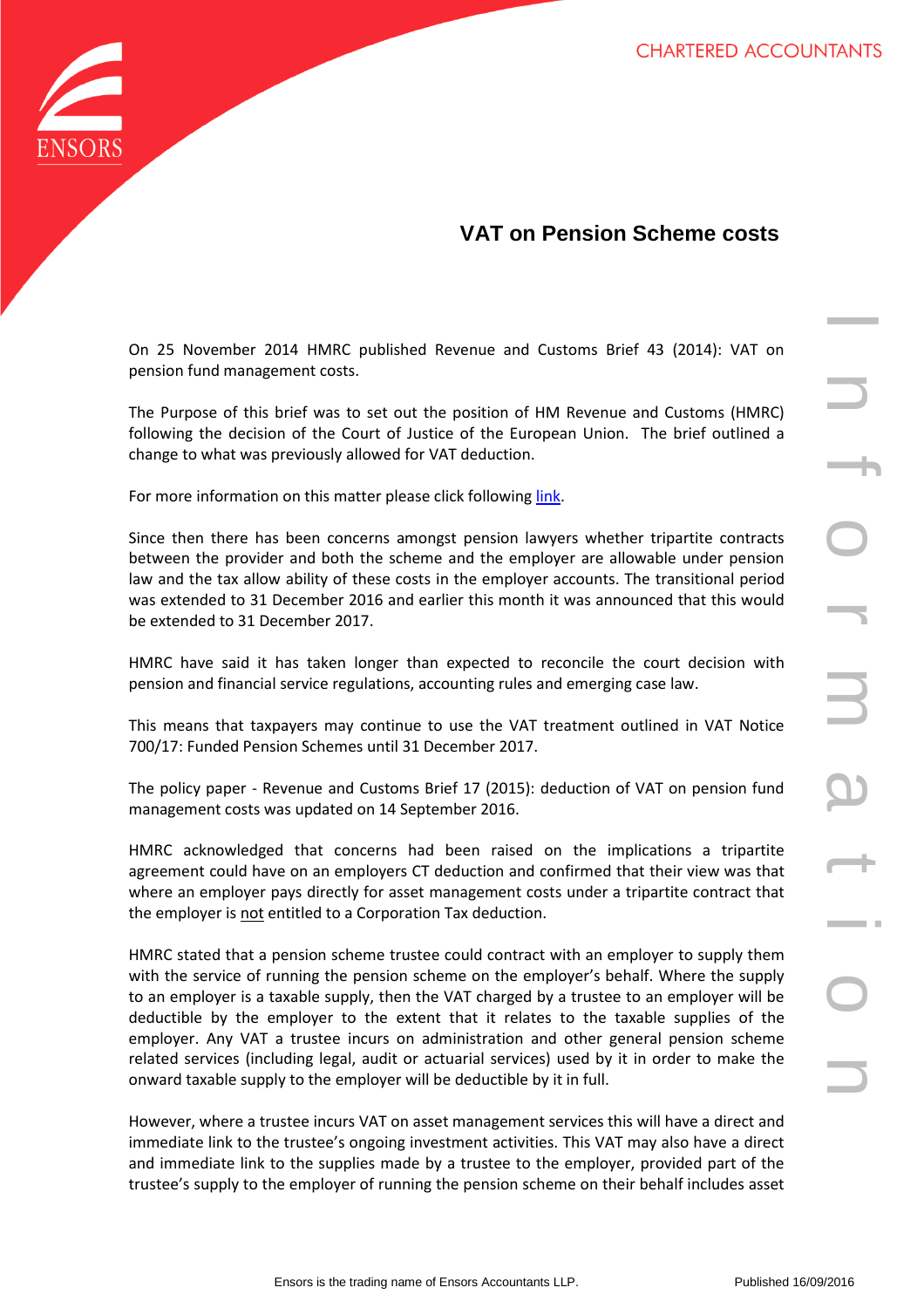# VAT on Pension Scheme costs

On 25 November 2014 HMRC published Revenue and Customs Brief 43 (2014): VAT on pension fund management costs.

The Purpose of this brief was to set out the position of HM Revenue and Customs (HMRC) following the decision of the Court of Justice of the European Union. The brief outlined a change to what was previously allowed for VAT deduction.

For more information on this matter please click following link.

Since then there has been concerns amongst pension lawyers whether tripartite contracts between the provider and both the scheme and the employer are allowable under pension law and the tax allow ability of these costs in the employer accounts. The transitional period was extended to 31 December 2016 and earlier this month it was announced that this would be extended to 31 December 2017.

HMRC have said it has taken longer than expected to reconcile the court decision with pension and financial service regulations, accounting rules and emerging case law.

This means that taxpayers may continue to use the VAT treatment outlined in VAT Notice 700/17: Funded Pension Schemes until 31 December 2017.

The policy paper - Revenue and Customs Brief 17 (2015): deduction of VAT on pension fund management costs was updated on 14 September 2016.

HMRC acknowledged that concerns had been raised on the implications a tripartite agreement could have on an employers CT deduction and confirmed that their view was that where an employer pays directly for asset management costs under a tripartite contract that the employer is not entitled to a Corporation Tax deduction.

HMRC stated that a pension scheme trustee could contract with an employer to supply them with the service of running the pension scheme on the employer's behalf. Where the supply to an employer is a taxable supply, then the VAT charged by a trustee to an employer will be deductible by the employer to the extent that it relates to the taxable supplies of the employer. Any VAT a trustee incurs on administration and other general pension scheme related services (including legal, audit or actuarial services) used by it in order to make the onward taxable supply to the employer will be deductible by it in full.

However, where a trustee incurs VAT on asset management services this will have a direct and immediate link to the trustee's ongoing investment activities. This VAT may also have a direct and immediate link to the supplies made by a trustee to the employer, provided part of the trustee's supply to the employer of running the pension scheme on their behalf includes asset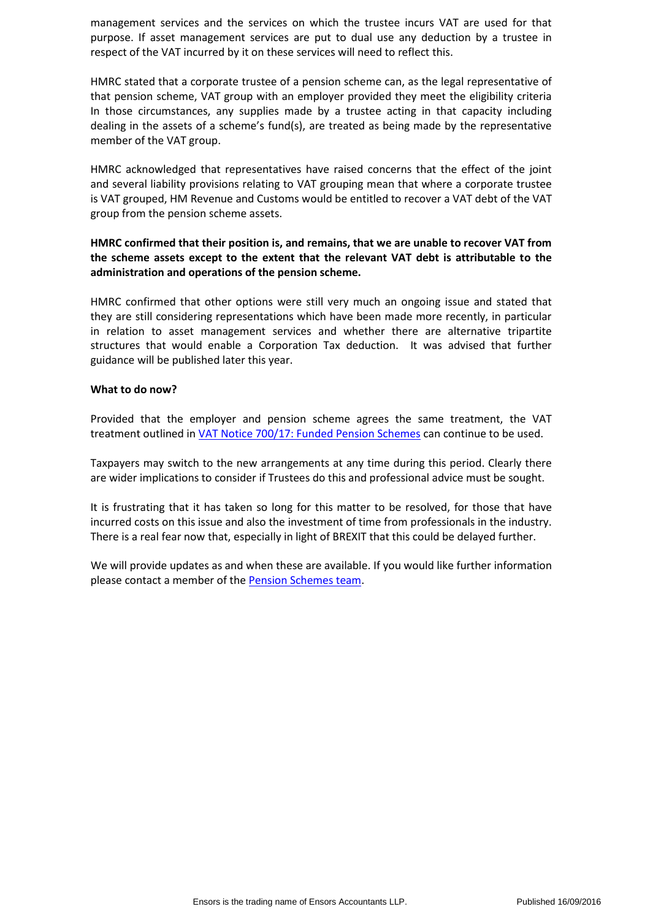management services and the services on which the trustee incurs VAT are used for that purpose. If asset management services are put to dual use any deduction by a trustee in respect of the VAT incurred by it on these services will need to reflect this.

HMRC stated that a corporate trustee of a pension scheme can, as the legal representative of that pension scheme, VAT group with an employer provided they meet the eligibility criteria In those circumstances, any supplies made by a trustee acting in that capacity including dealing in the assets of a scheme's fund(s), are treated as being made by the representative member of the VAT group.

HMRC acknowledged that representatives have raised concerns that the effect of the joint and several liability provisions relating to VAT grouping mean that where a corporate trustee is VAT grouped, HM Revenue and Customs would be entitled to recover a VAT debt of the VAT group from the pension scheme assets.

**HMRC confirmed that their position is, and remains, that we are unable to recover VAT from the scheme assets except to the extent that the relevant VAT debt is attributable to the administration and operations of the pension scheme.**

HMRC confirmed that other options were still very much an ongoing issue and stated that they are still considering representations which have been made more recently, in particular in relation to asset management services and whether there are alternative tripartite structures that would enable a Corporation Tax deduction. It was advised that further guidance will be published later this year.

**What to do now?**

Provided that the employer and pension scheme agrees the same treatment, the VAT treatment outlined in [VAT Notice 700/17: Funded Pension Schemes] can continue to be used.

Taxpayers may switch to the new arrangements at any time during this period. Clearly there are wider implications to consider if Trustees do this and professional advice must be sought.

It is frustrating that it has taken so long for this matter to be resolved, for those that have incurred costs on this issue and also the investment of time from professionals in the industry. There is a real fear now that, especially in light of BREXIT that this could be delayed further.

We will provide updates as and when these are available. If you would like further information please contact a member of the [Pension Schemes team].

Ensors is the trading name of Ensors Accountants LLP. Published 16/09/2016